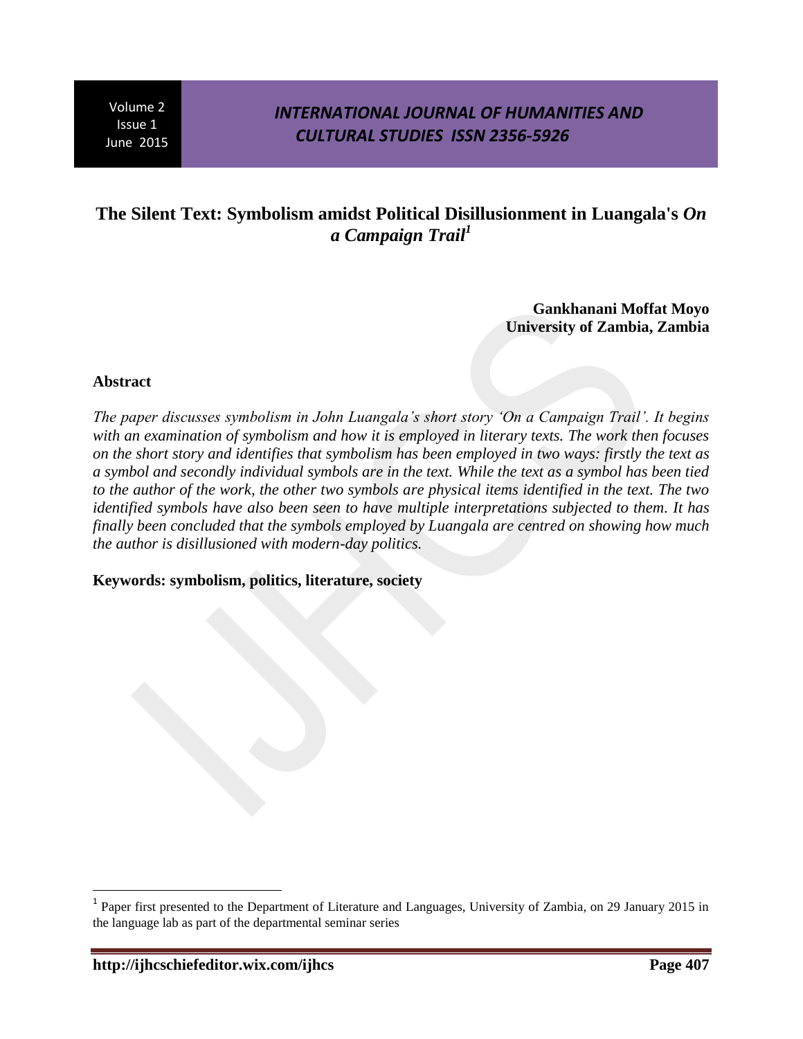# The Silent Text: Symbolism amidst Political Disillusionment in Luangala's *On a Campaign Trail*[1]

**Gankhanani Moffat Moyo**
**University of Zambia, Zambia**

## Abstract

*The paper discusses symbolism in John Luangala's short story 'On a Campaign Trail'. It begins with an examination of symbolism and how it is employed in literary texts. The work then focuses on the short story and identifies that symbolism has been employed in two ways: firstly the text as a symbol and secondly individual symbols are in the text. While the text as a symbol has been tied to the author of the work, the other two symbols are physical items identified in the text. The two identified symbols have also been seen to have multiple interpretations subjected to them. It has finally been concluded that the symbols employed by Luangala are centred on showing how much the author is disillusioned with modern-day politics.*

**Keywords: symbolism, politics, literature, society**

---

[1] Paper first presented to the Department of Literature and Languages, University of Zambia, on 29 January 2015 in the language lab as part of the departmental seminar series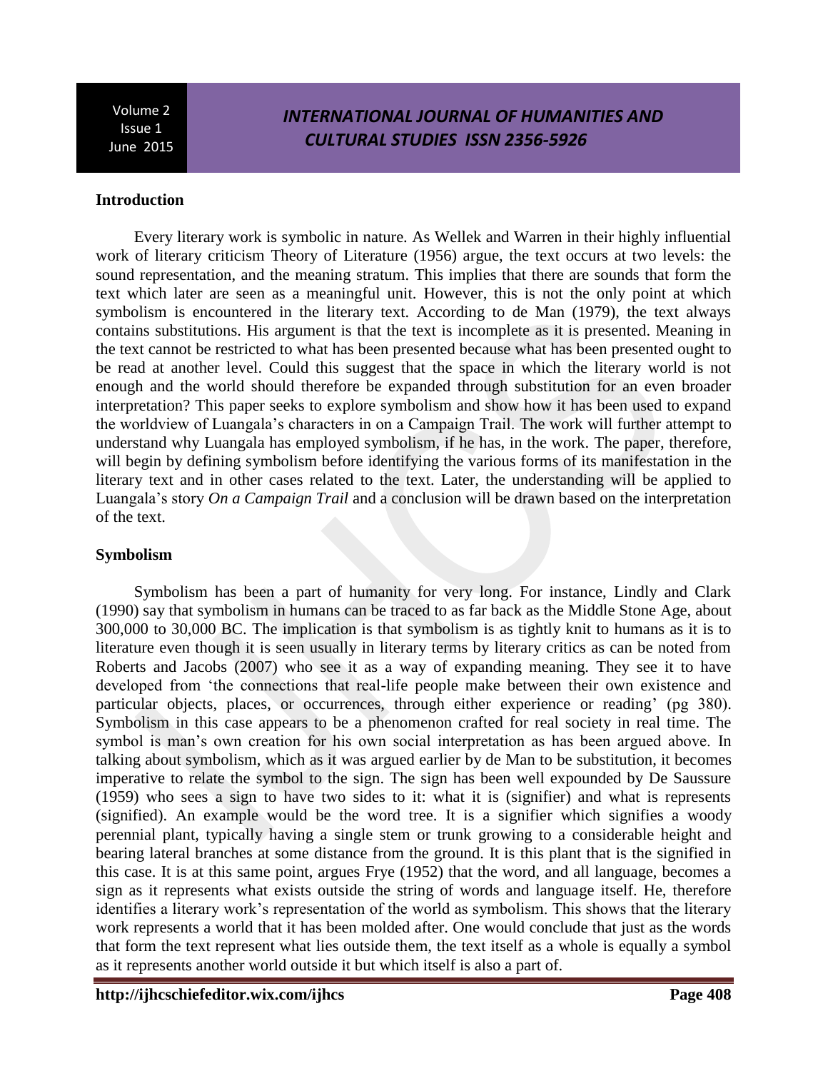## Introduction

Every literary work is symbolic in nature. As Wellek and Warren in their highly influential work of literary criticism Theory of Literature (1956) argue, the text occurs at two levels: the sound representation, and the meaning stratum. This implies that there are sounds that form the text which later are seen as a meaningful unit. However, this is not the only point at which symbolism is encountered in the literary text. According to de Man (1979), the text always contains substitutions. His argument is that the text is incomplete as it is presented. Meaning in the text cannot be restricted to what has been presented because what has been presented ought to be read at another level. Could this suggest that the space in which the literary world is not enough and the world should therefore be expanded through substitution for an even broader interpretation? This paper seeks to explore symbolism and show how it has been used to expand the worldview of Luangala's characters in on a Campaign Trail. The work will further attempt to understand why Luangala has employed symbolism, if he has, in the work. The paper, therefore, will begin by defining symbolism before identifying the various forms of its manifestation in the literary text and in other cases related to the text. Later, the understanding will be applied to Luangala's story *On a Campaign Trail* and a conclusion will be drawn based on the interpretation of the text.

## Symbolism

Symbolism has been a part of humanity for very long. For instance, Lindly and Clark (1990) say that symbolism in humans can be traced to as far back as the Middle Stone Age, about 300,000 to 30,000 BC. The implication is that symbolism is as tightly knit to humans as it is to literature even though it is seen usually in literary terms by literary critics as can be noted from Roberts and Jacobs (2007) who see it as a way of expanding meaning. They see it to have developed from 'the connections that real-life people make between their own existence and particular objects, places, or occurrences, through either experience or reading' (pg 380). Symbolism in this case appears to be a phenomenon crafted for real society in real time. The symbol is man's own creation for his own social interpretation as has been argued above. In talking about symbolism, which as it was argued earlier by de Man to be substitution, it becomes imperative to relate the symbol to the sign. The sign has been well expounded by De Saussure (1959) who sees a sign to have two sides to it: what it is (signifier) and what is represents (signified). An example would be the word tree. It is a signifier which signifies a woody perennial plant, typically having a single stem or trunk growing to a considerable height and bearing lateral branches at some distance from the ground. It is this plant that is the signified in this case. It is at this same point, argues Frye (1952) that the word, and all language, becomes a sign as it represents what exists outside the string of words and language itself. He, therefore identifies a literary work's representation of the world as symbolism. This shows that the literary work represents a world that it has been molded after. One would conclude that just as the words that form the text represent what lies outside them, the text itself as a whole is equally a symbol as it represents another world outside it but which itself is also a part of.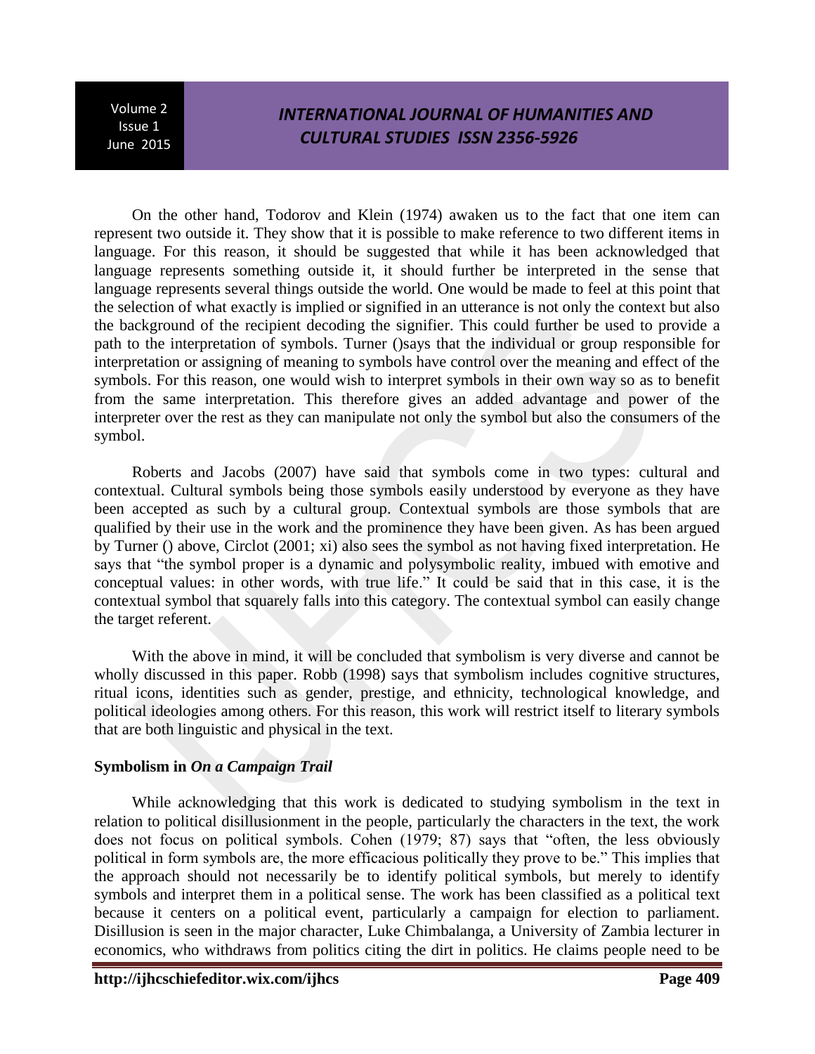On the other hand, Todorov and Klein (1974) awaken us to the fact that one item can represent two outside it. They show that it is possible to make reference to two different items in language. For this reason, it should be suggested that while it has been acknowledged that language represents something outside it, it should further be interpreted in the sense that language represents several things outside the world. One would be made to feel at this point that the selection of what exactly is implied or signified in an utterance is not only the context but also the background of the recipient decoding the signifier. This could further be used to provide a path to the interpretation of symbols. Turner ()says that the individual or group responsible for interpretation or assigning of meaning to symbols have control over the meaning and effect of the symbols. For this reason, one would wish to interpret symbols in their own way so as to benefit from the same interpretation. This therefore gives an added advantage and power of the interpreter over the rest as they can manipulate not only the symbol but also the consumers of the symbol.

Roberts and Jacobs (2007) have said that symbols come in two types: cultural and contextual. Cultural symbols being those symbols easily understood by everyone as they have been accepted as such by a cultural group. Contextual symbols are those symbols that are qualified by their use in the work and the prominence they have been given. As has been argued by Turner () above, Circlot (2001; xi) also sees the symbol as not having fixed interpretation. He says that "the symbol proper is a dynamic and polysymbolic reality, imbued with emotive and conceptual values: in other words, with true life." It could be said that in this case, it is the contextual symbol that squarely falls into this category. The contextual symbol can easily change the target referent.

With the above in mind, it will be concluded that symbolism is very diverse and cannot be wholly discussed in this paper. Robb (1998) says that symbolism includes cognitive structures, ritual icons, identities such as gender, prestige, and ethnicity, technological knowledge, and political ideologies among others. For this reason, this work will restrict itself to literary symbols that are both linguistic and physical in the text.

**Symbolism in *On a Campaign Trail***

While acknowledging that this work is dedicated to studying symbolism in the text in relation to political disillusionment in the people, particularly the characters in the text, the work does not focus on political symbols. Cohen (1979; 87) says that "often, the less obviously political in form symbols are, the more efficacious politically they prove to be." This implies that the approach should not necessarily be to identify political symbols, but merely to identify symbols and interpret them in a political sense. The work has been classified as a political text because it centers on a political event, particularly a campaign for election to parliament. Disillusion is seen in the major character, Luke Chimbalanga, a University of Zambia lecturer in economics, who withdraws from politics citing the dirt in politics. He claims people need to be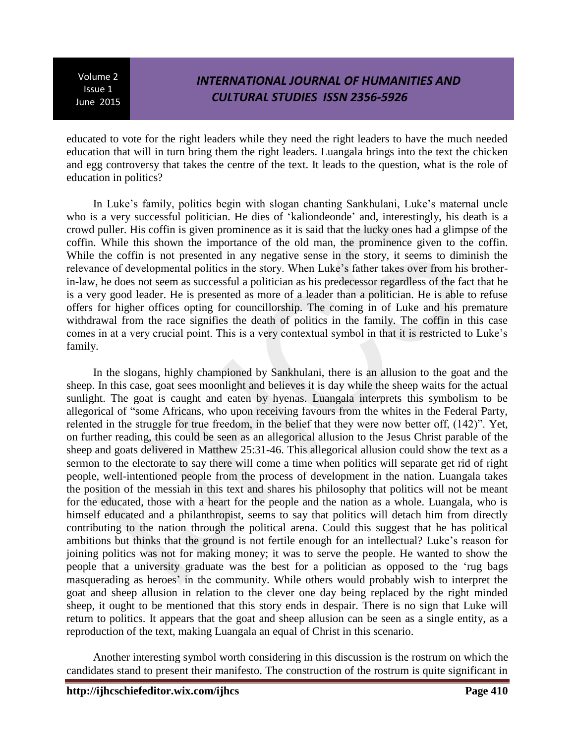educated to vote for the right leaders while they need the right leaders to have the much needed education that will in turn bring them the right leaders. Luangala brings into the text the chicken and egg controversy that takes the centre of the text. It leads to the question, what is the role of education in politics?

In Luke's family, politics begin with slogan chanting Sankhulani, Luke's maternal uncle who is a very successful politician. He dies of 'kaliondeonde' and, interestingly, his death is a crowd puller. His coffin is given prominence as it is said that the lucky ones had a glimpse of the coffin. While this shown the importance of the old man, the prominence given to the coffin. While the coffin is not presented in any negative sense in the story, it seems to diminish the relevance of developmental politics in the story. When Luke's father takes over from his brother-in-law, he does not seem as successful a politician as his predecessor regardless of the fact that he is a very good leader. He is presented as more of a leader than a politician. He is able to refuse offers for higher offices opting for councillorship. The coming in of Luke and his premature withdrawal from the race signifies the death of politics in the family. The coffin in this case comes in at a very crucial point. This is a very contextual symbol in that it is restricted to Luke's family.

In the slogans, highly championed by Sankhulani, there is an allusion to the goat and the sheep. In this case, goat sees moonlight and believes it is day while the sheep waits for the actual sunlight. The goat is caught and eaten by hyenas. Luangala interprets this symbolism to be allegorical of "some Africans, who upon receiving favours from the whites in the Federal Party, relented in the struggle for true freedom, in the belief that they were now better off, (142)". Yet, on further reading, this could be seen as an allegorical allusion to the Jesus Christ parable of the sheep and goats delivered in Matthew 25:31-46. This allegorical allusion could show the text as a sermon to the electorate to say there will come a time when politics will separate get rid of right people, well-intentioned people from the process of development in the nation. Luangala takes the position of the messiah in this text and shares his philosophy that politics will not be meant for the educated, those with a heart for the people and the nation as a whole. Luangala, who is himself educated and a philanthropist, seems to say that politics will detach him from directly contributing to the nation through the political arena. Could this suggest that he has political ambitions but thinks that the ground is not fertile enough for an intellectual? Luke's reason for joining politics was not for making money; it was to serve the people. He wanted to show the people that a university graduate was the best for a politician as opposed to the 'rug bags masquerading as heroes' in the community. While others would probably wish to interpret the goat and sheep allusion in relation to the clever one day being replaced by the right minded sheep, it ought to be mentioned that this story ends in despair. There is no sign that Luke will return to politics. It appears that the goat and sheep allusion can be seen as a single entity, as a reproduction of the text, making Luangala an equal of Christ in this scenario.

Another interesting symbol worth considering in this discussion is the rostrum on which the candidates stand to present their manifesto. The construction of the rostrum is quite significant in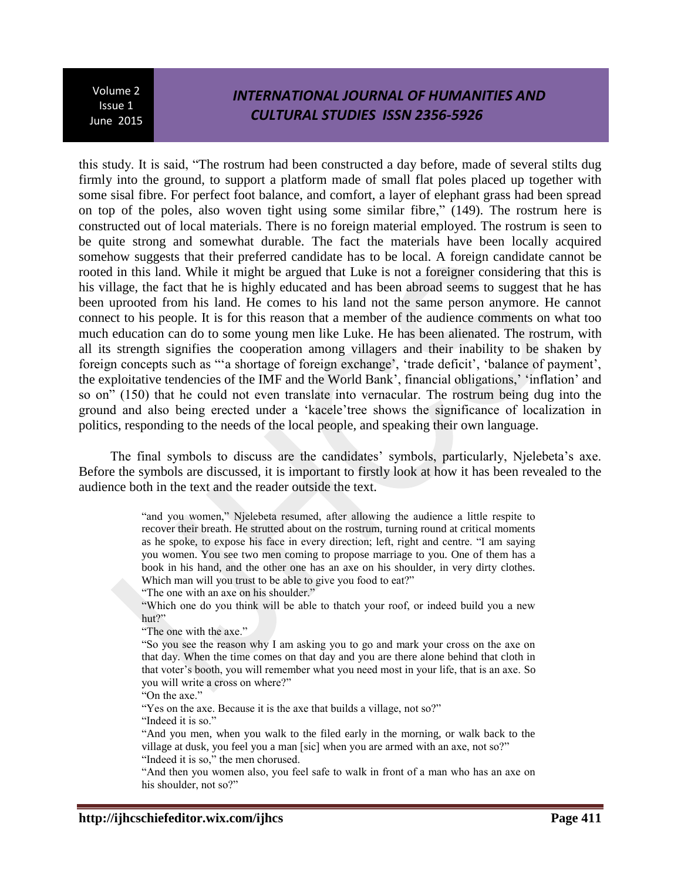this study. It is said, "The rostrum had been constructed a day before, made of several stilts dug firmly into the ground, to support a platform made of small flat poles placed up together with some sisal fibre. For perfect foot balance, and comfort, a layer of elephant grass had been spread on top of the poles, also woven tight using some similar fibre," (149). The rostrum here is constructed out of local materials. There is no foreign material employed. The rostrum is seen to be quite strong and somewhat durable. The fact the materials have been locally acquired somehow suggests that their preferred candidate has to be local. A foreign candidate cannot be rooted in this land. While it might be argued that Luke is not a foreigner considering that this is his village, the fact that he is highly educated and has been abroad seems to suggest that he has been uprooted from his land. He comes to his land not the same person anymore. He cannot connect to his people. It is for this reason that a member of the audience comments on what too much education can do to some young men like Luke. He has been alienated. The rostrum, with all its strength signifies the cooperation among villagers and their inability to be shaken by foreign concepts such as "'a shortage of foreign exchange', 'trade deficit', 'balance of payment', the exploitative tendencies of the IMF and the World Bank', financial obligations,' 'inflation' and so on" (150) that he could not even translate into vernacular. The rostrum being dug into the ground and also being erected under a 'kacele'tree shows the significance of localization in politics, responding to the needs of the local people, and speaking their own language.

The final symbols to discuss are the candidates' symbols, particularly, Njelebeta's axe. Before the symbols are discussed, it is important to firstly look at how it has been revealed to the audience both in the text and the reader outside the text.

> "and you women," Njelebeta resumed, after allowing the audience a little respite to recover their breath. He strutted about on the rostrum, turning round at critical moments as he spoke, to expose his face in every direction; left, right and centre. "I am saying you women. You see two men coming to propose marriage to you. One of them has a book in his hand, and the other one has an axe on his shoulder, in very dirty clothes. Which man will you trust to be able to give you food to eat?"
>
> "The one with an axe on his shoulder."
>
> "Which one do you think will be able to thatch your roof, or indeed build you a new hut?"
>
> "The one with the axe."
>
> "So you see the reason why I am asking you to go and mark your cross on the axe on that day. When the time comes on that day and you are there alone behind that cloth in that voter's booth, you will remember what you need most in your life, that is an axe. So you will write a cross on where?"
>
> "On the axe."
>
> "Yes on the axe. Because it is the axe that builds a village, not so?"
>
> "Indeed it is so."
>
> "And you men, when you walk to the filed early in the morning, or walk back to the village at dusk, you feel you a man [sic] when you are armed with an axe, not so?"
>
> "Indeed it is so," the men chorused.
>
> "And then you women also, you feel safe to walk in front of a man who has an axe on his shoulder, not so?"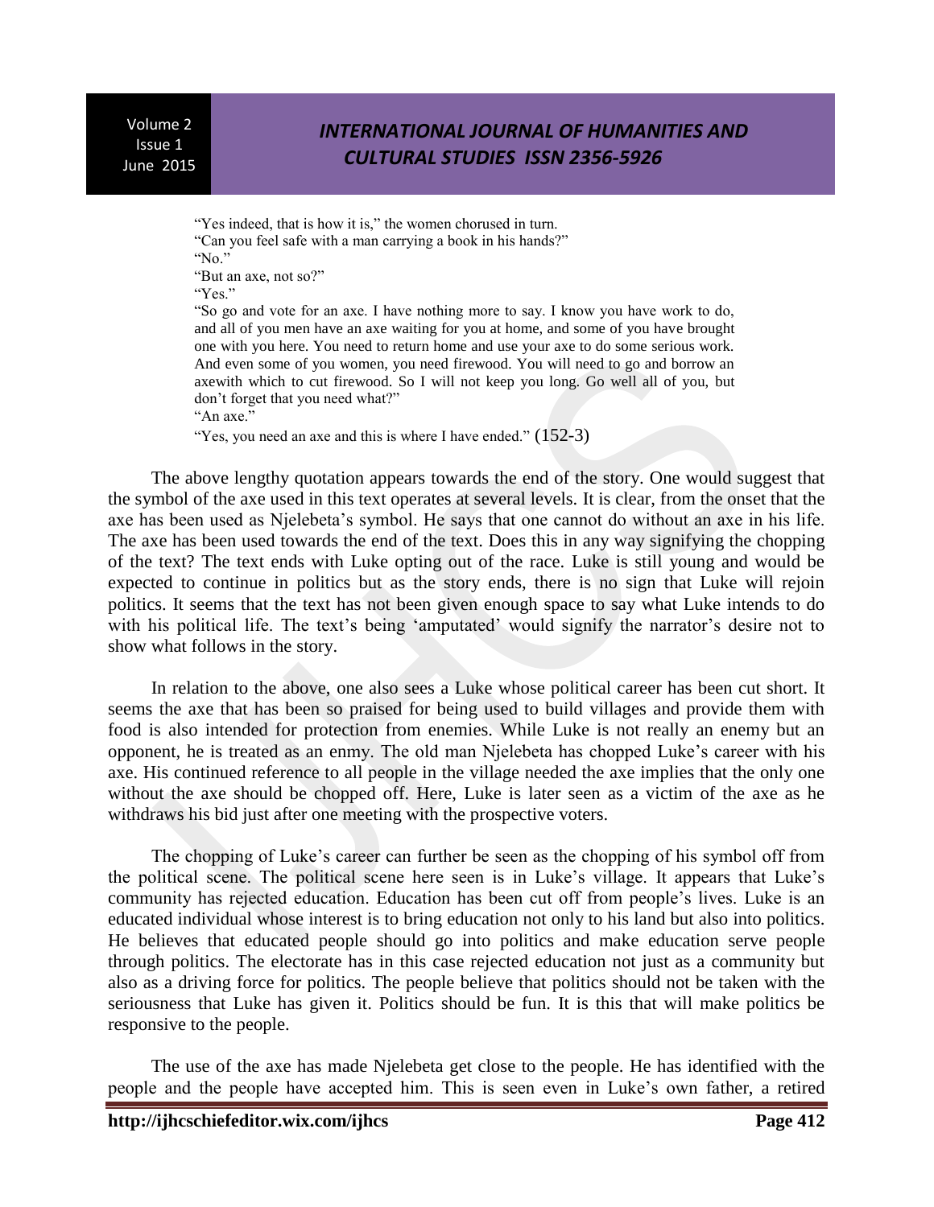"Yes indeed, that is how it is," the women chorused in turn.
"Can you feel safe with a man carrying a book in his hands?"
"No."
"But an axe, not so?"
"Yes."
"So go and vote for an axe. I have nothing more to say. I know you have work to do, and all of you men have an axe waiting for you at home, and some of you have brought one with you here. You need to return home and use your axe to do some serious work. And even some of you women, you need firewood. You will need to go and borrow an axewith which to cut firewood. So I will not keep you long. Go well all of you, but don't forget that you need what?"
"An axe."
"Yes, you need an axe and this is where I have ended." (152-3)

The above lengthy quotation appears towards the end of the story. One would suggest that the symbol of the axe used in this text operates at several levels. It is clear, from the onset that the axe has been used as Njelebeta's symbol. He says that one cannot do without an axe in his life. The axe has been used towards the end of the text. Does this in any way signifying the chopping of the text? The text ends with Luke opting out of the race. Luke is still young and would be expected to continue in politics but as the story ends, there is no sign that Luke will rejoin politics. It seems that the text has not been given enough space to say what Luke intends to do with his political life. The text's being 'amputated' would signify the narrator's desire not to show what follows in the story.

In relation to the above, one also sees a Luke whose political career has been cut short. It seems the axe that has been so praised for being used to build villages and provide them with food is also intended for protection from enemies. While Luke is not really an enemy but an opponent, he is treated as an enmy. The old man Njelebeta has chopped Luke's career with his axe. His continued reference to all people in the village needed the axe implies that the only one without the axe should be chopped off. Here, Luke is later seen as a victim of the axe as he withdraws his bid just after one meeting with the prospective voters.

The chopping of Luke's career can further be seen as the chopping of his symbol off from the political scene. The political scene here seen is in Luke's village. It appears that Luke's community has rejected education. Education has been cut off from people's lives. Luke is an educated individual whose interest is to bring education not only to his land but also into politics. He believes that educated people should go into politics and make education serve people through politics. The electorate has in this case rejected education not just as a community but also as a driving force for politics. The people believe that politics should not be taken with the seriousness that Luke has given it. Politics should be fun. It is this that will make politics be responsive to the people.

The use of the axe has made Njelebeta get close to the people. He has identified with the people and the people have accepted him. This is seen even in Luke's own father, a retired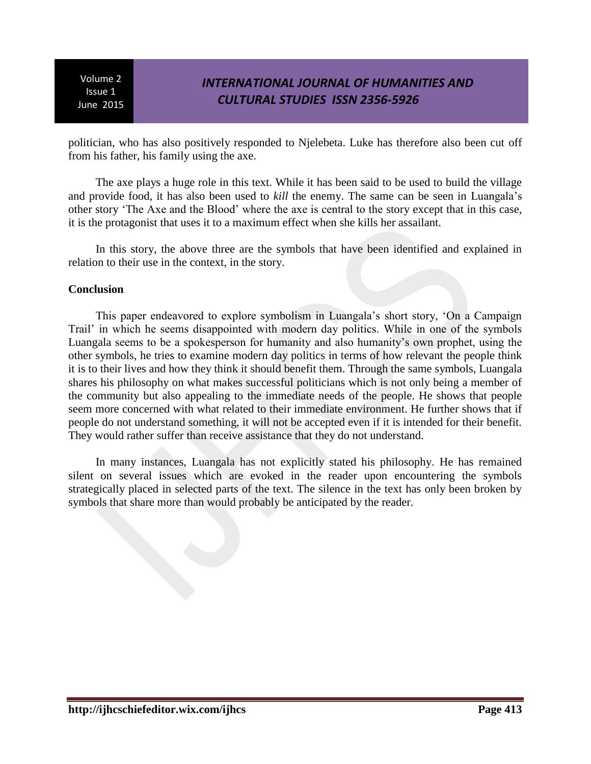politician, who has also positively responded to Njelebeta. Luke has therefore also been cut off from his father, his family using the axe.

The axe plays a huge role in this text. While it has been said to be used to build the village and provide food, it has also been used to *kill* the enemy. The same can be seen in Luangala's other story 'The Axe and the Blood' where the axe is central to the story except that in this case, it is the protagonist that uses it to a maximum effect when she kills her assailant.

In this story, the above three are the symbols that have been identified and explained in relation to their use in the context, in the story.

**Conclusion**

This paper endeavored to explore symbolism in Luangala's short story, 'On a Campaign Trail' in which he seems disappointed with modern day politics. While in one of the symbols Luangala seems to be a spokesperson for humanity and also humanity's own prophet, using the other symbols, he tries to examine modern day politics in terms of how relevant the people think it is to their lives and how they think it should benefit them. Through the same symbols, Luangala shares his philosophy on what makes successful politicians which is not only being a member of the community but also appealing to the immediate needs of the people. He shows that people seem more concerned with what related to their immediate environment. He further shows that if people do not understand something, it will not be accepted even if it is intended for their benefit. They would rather suffer than receive assistance that they do not understand.

In many instances, Luangala has not explicitly stated his philosophy. He has remained silent on several issues which are evoked in the reader upon encountering the symbols strategically placed in selected parts of the text. The silence in the text has only been broken by symbols that share more than would probably be anticipated by the reader.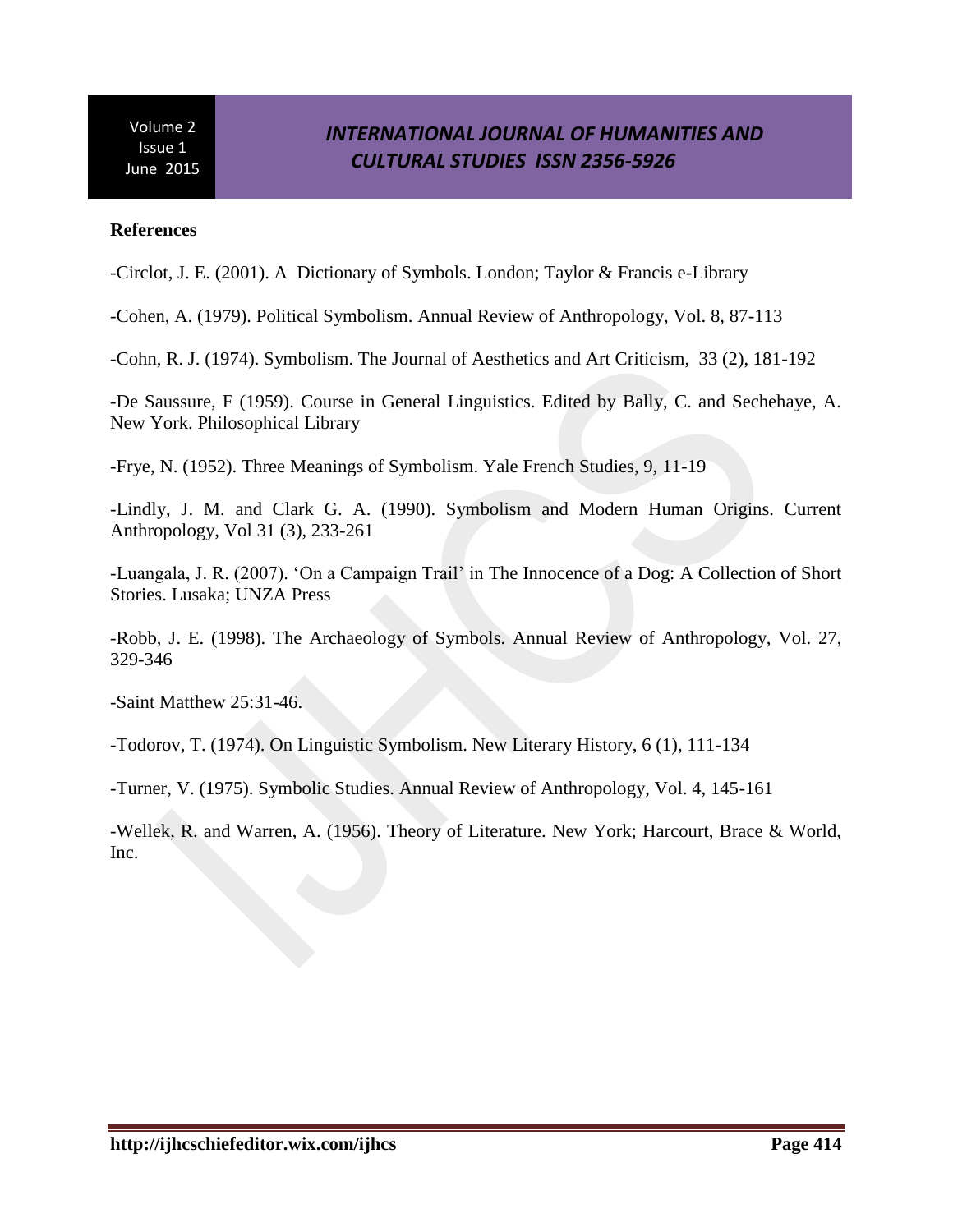**References**

-Circlot, J. E. (2001). A Dictionary of Symbols. London; Taylor & Francis e-Library

-Cohen, A. (1979). Political Symbolism. Annual Review of Anthropology, Vol. 8, 87-113

-Cohn, R. J. (1974). Symbolism. The Journal of Aesthetics and Art Criticism, 33 (2), 181-192

-De Saussure, F (1959). Course in General Linguistics. Edited by Bally, C. and Sechehaye, A. New York. Philosophical Library

-Frye, N. (1952). Three Meanings of Symbolism. Yale French Studies, 9, 11-19

-Lindly, J. M. and Clark G. A. (1990). Symbolism and Modern Human Origins. Current Anthropology, Vol 31 (3), 233-261

-Luangala, J. R. (2007). 'On a Campaign Trail' in The Innocence of a Dog: A Collection of Short Stories. Lusaka; UNZA Press

-Robb, J. E. (1998). The Archaeology of Symbols. Annual Review of Anthropology, Vol. 27, 329-346

-Saint Matthew 25:31-46.

-Todorov, T. (1974). On Linguistic Symbolism. New Literary History, 6 (1), 111-134

-Turner, V. (1975). Symbolic Studies. Annual Review of Anthropology, Vol. 4, 145-161

-Wellek, R. and Warren, A. (1956). Theory of Literature. New York; Harcourt, Brace & World, Inc.